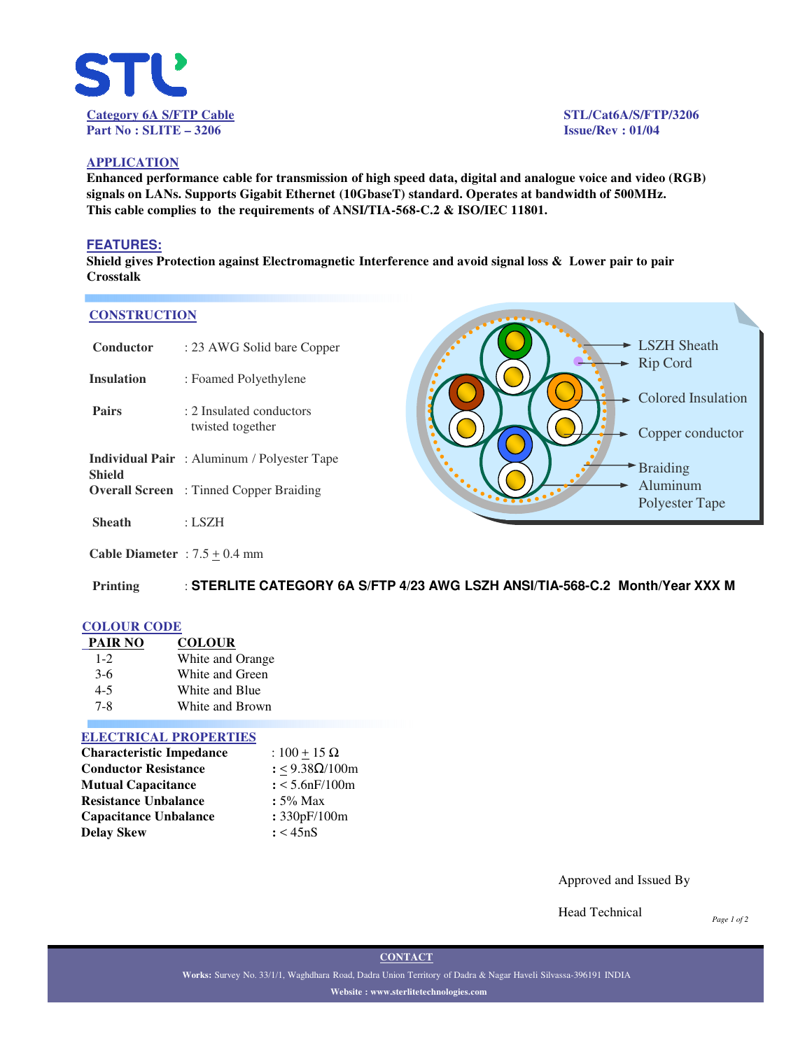**Category 6A S/FTP Cable**
**Part No : SLITE – 3206**

**STL/Cat6A/S/FTP/3206**
**Issue/Rev : 01/04**

## APPLICATION

**Enhanced performance cable for transmission of high speed data, digital and analogue voice and video (RGB) signals on LANs. Supports Gigabit Ethernet (10GbaseT) standard. Operates at bandwidth of 500MHz. This cable complies to the requirements of ANSI/TIA-568-C.2 & ISO/IEC 11801.**

## FEATURES:

**Shield gives Protection against Electromagnetic Interference and avoid signal loss & Lower pair to pair Crosstalk**

## CONSTRUCTION

| | |
|---|---|
| **Conductor** | : 23 AWG Solid bare Copper |
| **Insulation** | : Foamed Polyethylene |
| **Pairs** | : 2 Insulated conductors twisted together |
| **Individual Pair Shield** | : Aluminum / Polyester Tape |
| **Overall Screen** | : Tinned Copper Braiding |
| **Sheath** | : LSZH |
| **Cable Diameter** | : 7.5 ± 0.4 mm |
| **Printing** | : **STERLITE CATEGORY 6A S/FTP 4/23 AWG LSZH ANSI/TIA-568-C.2 Month/Year XXX M** |

LSZH Sheath
Rip Cord
Colored Insulation
Copper conductor
Braiding
Aluminum
Polyester Tape

## COLOUR CODE

| PAIR NO | COLOUR |
|---|---|
| 1-2 | White and Orange |
| 3-6 | White and Green |
| 4-5 | White and Blue |
| 7-8 | White and Brown |

## ELECTRICAL PROPERTIES

| | |
|---|---|
| **Characteristic Impedance** | : 100 ± 15 Ω |
| **Conductor Resistance** | : ≤ 9.38Ω/100m |
| **Mutual Capacitance** | : < 5.6nF/100m |
| **Resistance Unbalance** | : 5% Max |
| **Capacitance Unbalance** | : 330pF/100m |
| **Delay Skew** | : < 45nS |

Approved and Issued By

Head Technical

**CONTACT**

**Works:** Survey No. 33/1/1, Waghdhara Road, Dadra Union Territory of Dadra & Nagar Haveli Silvassa-396191 INDIA

**Website : www.sterlitetechnologies.com**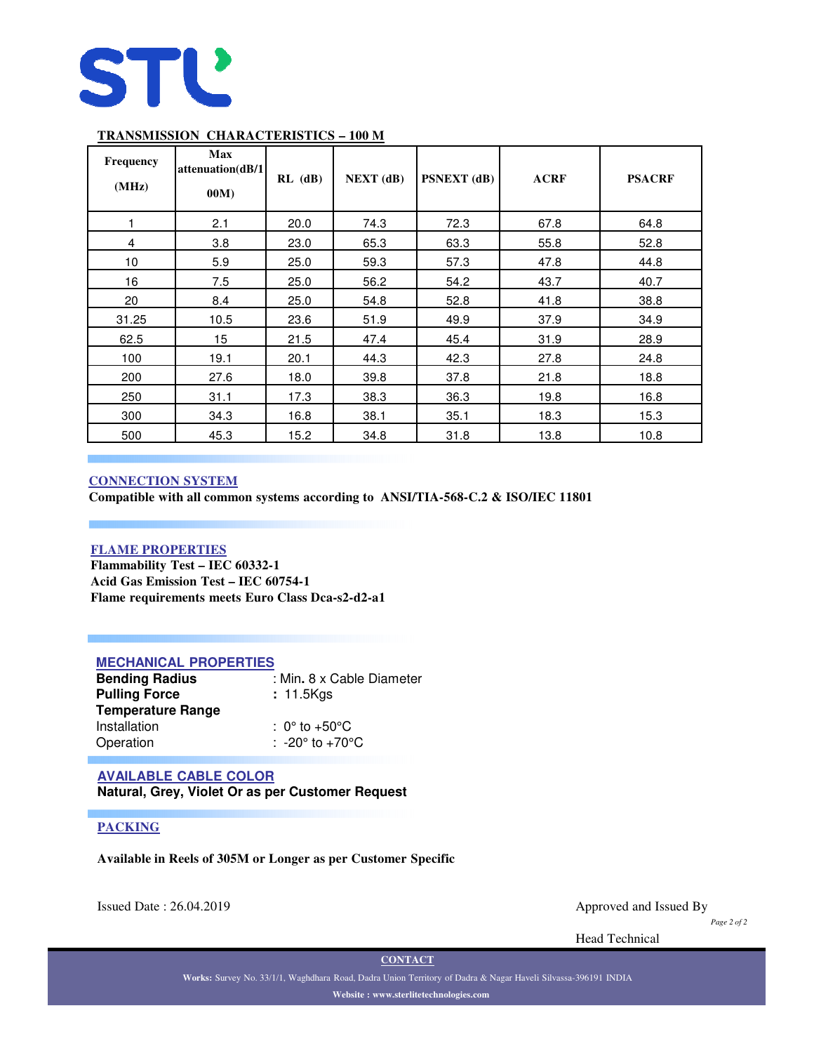## TRANSMISSION CHARACTERISTICS – 100 M

| Frequency (MHz) | Max attenuation(dB/100M) | RL (dB) | NEXT (dB) | PSNEXT (dB) | ACRF | PSACRF |
|---|---|---|---|---|---|---|
| 1 | 2.1 | 20.0 | 74.3 | 72.3 | 67.8 | 64.8 |
| 4 | 3.8 | 23.0 | 65.3 | 63.3 | 55.8 | 52.8 |
| 10 | 5.9 | 25.0 | 59.3 | 57.3 | 47.8 | 44.8 |
| 16 | 7.5 | 25.0 | 56.2 | 54.2 | 43.7 | 40.7 |
| 20 | 8.4 | 25.0 | 54.8 | 52.8 | 41.8 | 38.8 |
| 31.25 | 10.5 | 23.6 | 51.9 | 49.9 | 37.9 | 34.9 |
| 62.5 | 15 | 21.5 | 47.4 | 45.4 | 31.9 | 28.9 |
| 100 | 19.1 | 20.1 | 44.3 | 42.3 | 27.8 | 24.8 |
| 200 | 27.6 | 18.0 | 39.8 | 37.8 | 21.8 | 18.8 |
| 250 | 31.1 | 17.3 | 38.3 | 36.3 | 19.8 | 16.8 |
| 300 | 34.3 | 16.8 | 38.1 | 35.1 | 18.3 | 15.3 |
| 500 | 45.3 | 15.2 | 34.8 | 31.8 | 13.8 | 10.8 |

## CONNECTION SYSTEM

**Compatible with all common systems according to ANSI/TIA-568-C.2 & ISO/IEC 11801**

## FLAME PROPERTIES

**Flammability Test – IEC 60332-1**
**Acid Gas Emission Test – IEC 60754-1**
**Flame requirements meets Euro Class Dca-s2-d2-a1**

## MECHANICAL PROPERTIES

**Bending Radius** : Min. 8 x Cable Diameter
**Pulling Force** : 11.5Kgs
**Temperature Range**
Installation : 0° to +50°C
Operation : -20° to +70°C

## AVAILABLE CABLE COLOR

**Natural, Grey, Violet Or as per Customer Request**

## PACKING

**Available in Reels of 305M or Longer as per Customer Specific**

Issued Date : 26.04.2019

Approved and Issued By

Head Technical

**CONTACT**

**Works:** Survey No. 33/1/1, Waghdhara Road, Dadra Union Territory of Dadra & Nagar Haveli Silvassa-396191 INDIA

**Website : www.sterlitetechnologies.com**